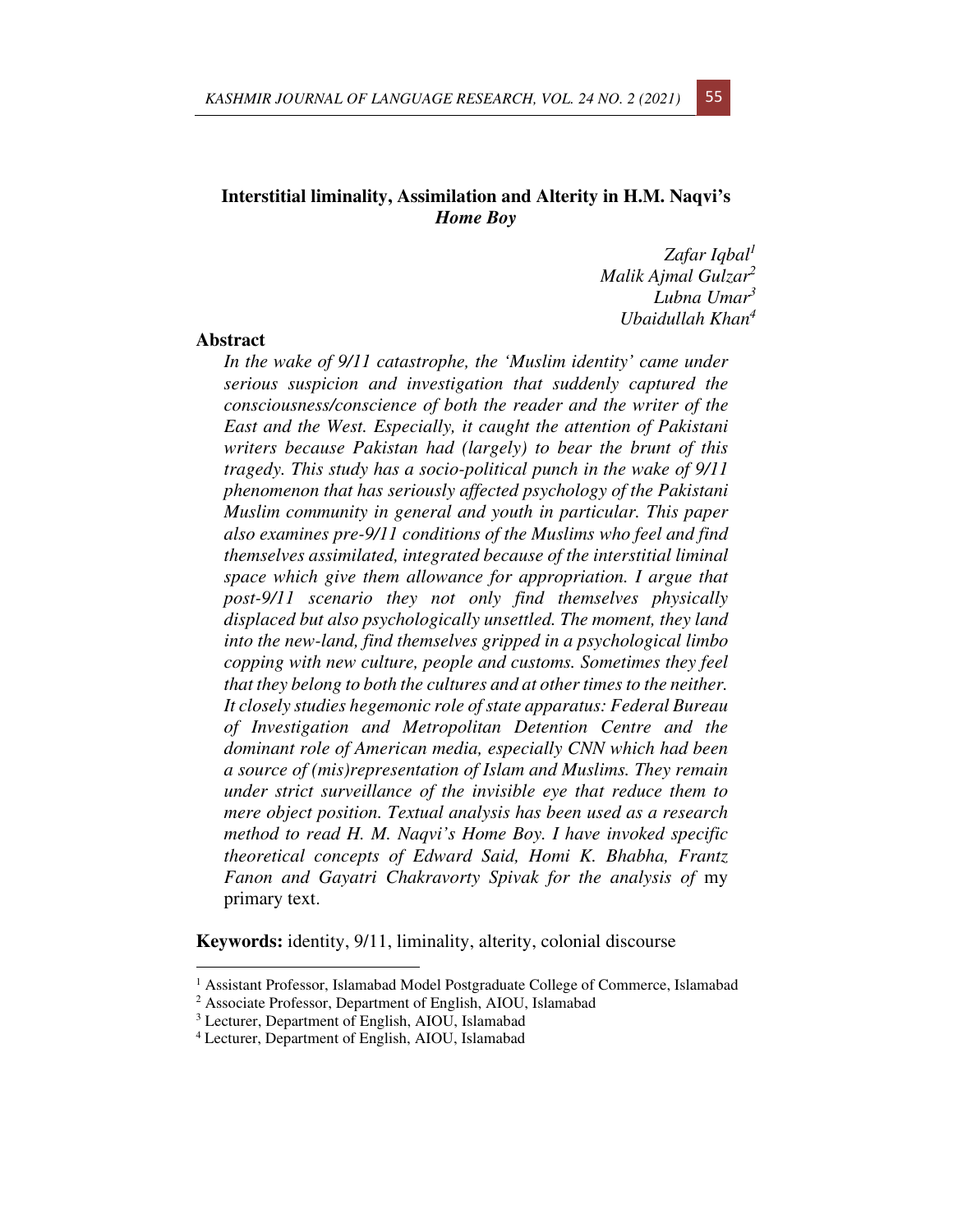# Interstitial liminality, Assimilation and Alterity in H.M. Naqvi's *Home Boy*

*Zafar Iqbal*[1]
*Malik Ajmal Gulzar*[2]
*Lubna Umar*[3]
*Ubaidullah Khan*[4]

## Abstract

*In the wake of 9/11 catastrophe, the 'Muslim identity' came under serious suspicion and investigation that suddenly captured the consciousness/conscience of both the reader and the writer of the East and the West. Especially, it caught the attention of Pakistani writers because Pakistan had (largely) to bear the brunt of this tragedy. This study has a socio-political punch in the wake of 9/11 phenomenon that has seriously affected psychology of the Pakistani Muslim community in general and youth in particular. This paper also examines pre-9/11 conditions of the Muslims who feel and find themselves assimilated, integrated because of the interstitial liminal space which give them allowance for appropriation. I argue that post-9/11 scenario they not only find themselves physically displaced but also psychologically unsettled. The moment, they land into the new-land, find themselves gripped in a psychological limbo copping with new culture, people and customs. Sometimes they feel that they belong to both the cultures and at other times to the neither. It closely studies hegemonic role of state apparatus: Federal Bureau of Investigation and Metropolitan Detention Centre and the dominant role of American media, especially CNN which had been a source of (mis)representation of Islam and Muslims. They remain under strict surveillance of the invisible eye that reduce them to mere object position. Textual analysis has been used as a research method to read H. M. Naqvi's Home Boy. I have invoked specific theoretical concepts of Edward Said, Homi K. Bhabha, Frantz Fanon and Gayatri Chakravorty Spivak for the analysis of* my primary text.

**Keywords:** identity, 9/11, liminality, alterity, colonial discourse

---

[1] Assistant Professor, Islamabad Model Postgraduate College of Commerce, Islamabad
[2] Associate Professor, Department of English, AIOU, Islamabad
[3] Lecturer, Department of English, AIOU, Islamabad
[4] Lecturer, Department of English, AIOU, Islamabad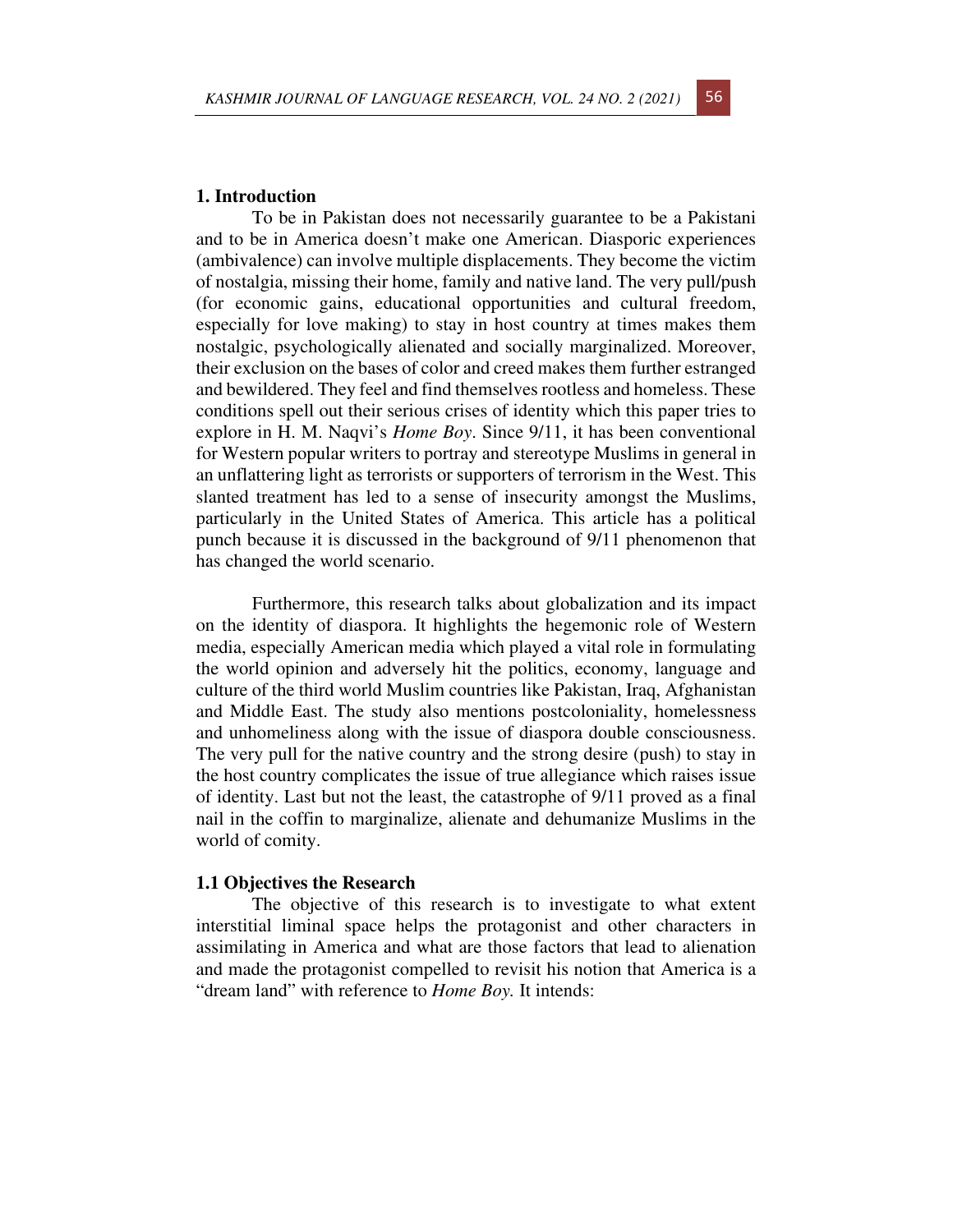## 1. Introduction

To be in Pakistan does not necessarily guarantee to be a Pakistani and to be in America doesn't make one American. Diasporic experiences (ambivalence) can involve multiple displacements. They become the victim of nostalgia, missing their home, family and native land. The very pull/push (for economic gains, educational opportunities and cultural freedom, especially for love making) to stay in host country at times makes them nostalgic, psychologically alienated and socially marginalized. Moreover, their exclusion on the bases of color and creed makes them further estranged and bewildered. They feel and find themselves rootless and homeless. These conditions spell out their serious crises of identity which this paper tries to explore in H. M. Naqvi's *Home Boy*. Since 9/11, it has been conventional for Western popular writers to portray and stereotype Muslims in general in an unflattering light as terrorists or supporters of terrorism in the West. This slanted treatment has led to a sense of insecurity amongst the Muslims, particularly in the United States of America. This article has a political punch because it is discussed in the background of 9/11 phenomenon that has changed the world scenario.

Furthermore, this research talks about globalization and its impact on the identity of diaspora. It highlights the hegemonic role of Western media, especially American media which played a vital role in formulating the world opinion and adversely hit the politics, economy, language and culture of the third world Muslim countries like Pakistan, Iraq, Afghanistan and Middle East. The study also mentions postcoloniality, homelessness and unhomeliness along with the issue of diaspora double consciousness. The very pull for the native country and the strong desire (push) to stay in the host country complicates the issue of true allegiance which raises issue of identity. Last but not the least, the catastrophe of 9/11 proved as a final nail in the coffin to marginalize, alienate and dehumanize Muslims in the world of comity.

### 1.1 Objectives the Research

The objective of this research is to investigate to what extent interstitial liminal space helps the protagonist and other characters in assimilating in America and what are those factors that lead to alienation and made the protagonist compelled to revisit his notion that America is a "dream land" with reference to *Home Boy.* It intends: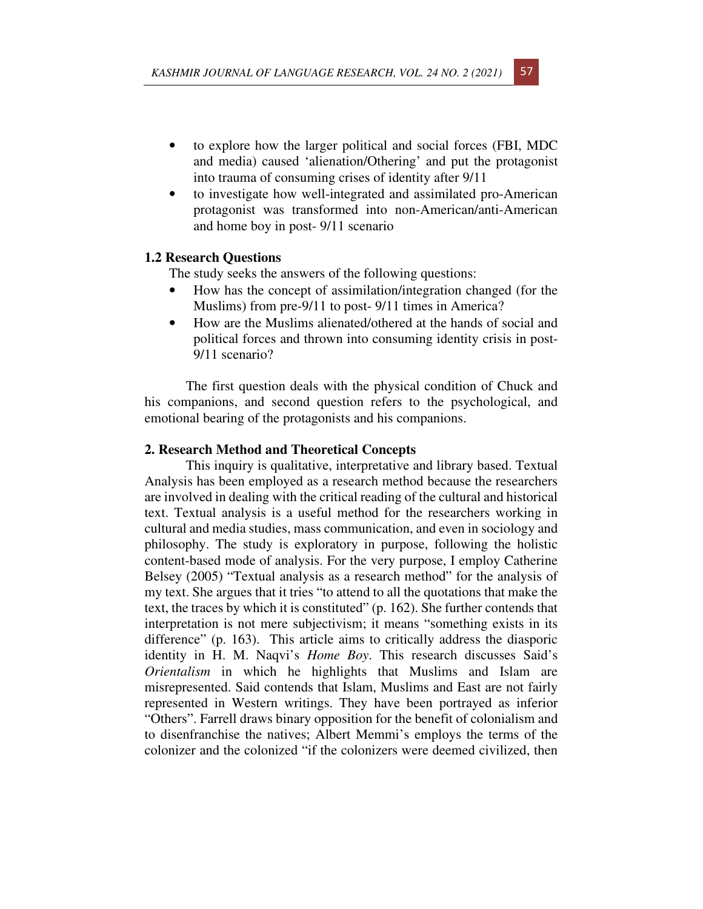- to explore how the larger political and social forces (FBI, MDC and media) caused 'alienation/Othering' and put the protagonist into trauma of consuming crises of identity after 9/11
- to investigate how well-integrated and assimilated pro-American protagonist was transformed into non-American/anti-American and home boy in post- 9/11 scenario

### 1.2 Research Questions

The study seeks the answers of the following questions:

- How has the concept of assimilation/integration changed (for the Muslims) from pre-9/11 to post- 9/11 times in America?
- How are the Muslims alienated/othered at the hands of social and political forces and thrown into consuming identity crisis in post- 9/11 scenario?

The first question deals with the physical condition of Chuck and his companions, and second question refers to the psychological, and emotional bearing of the protagonists and his companions.

## 2. Research Method and Theoretical Concepts

This inquiry is qualitative, interpretative and library based. Textual Analysis has been employed as a research method because the researchers are involved in dealing with the critical reading of the cultural and historical text. Textual analysis is a useful method for the researchers working in cultural and media studies, mass communication, and even in sociology and philosophy. The study is exploratory in purpose, following the holistic content-based mode of analysis. For the very purpose, I employ Catherine Belsey (2005) "Textual analysis as a research method" for the analysis of my text. She argues that it tries "to attend to all the quotations that make the text, the traces by which it is constituted" (p. 162). She further contends that interpretation is not mere subjectivism; it means "something exists in its difference" (p. 163). This article aims to critically address the diasporic identity in H. M. Naqvi's *Home Boy*. This research discusses Said's *Orientalism* in which he highlights that Muslims and Islam are misrepresented. Said contends that Islam, Muslims and East are not fairly represented in Western writings. They have been portrayed as inferior "Others". Farrell draws binary opposition for the benefit of colonialism and to disenfranchise the natives; Albert Memmi's employs the terms of the colonizer and the colonized "if the colonizers were deemed civilized, then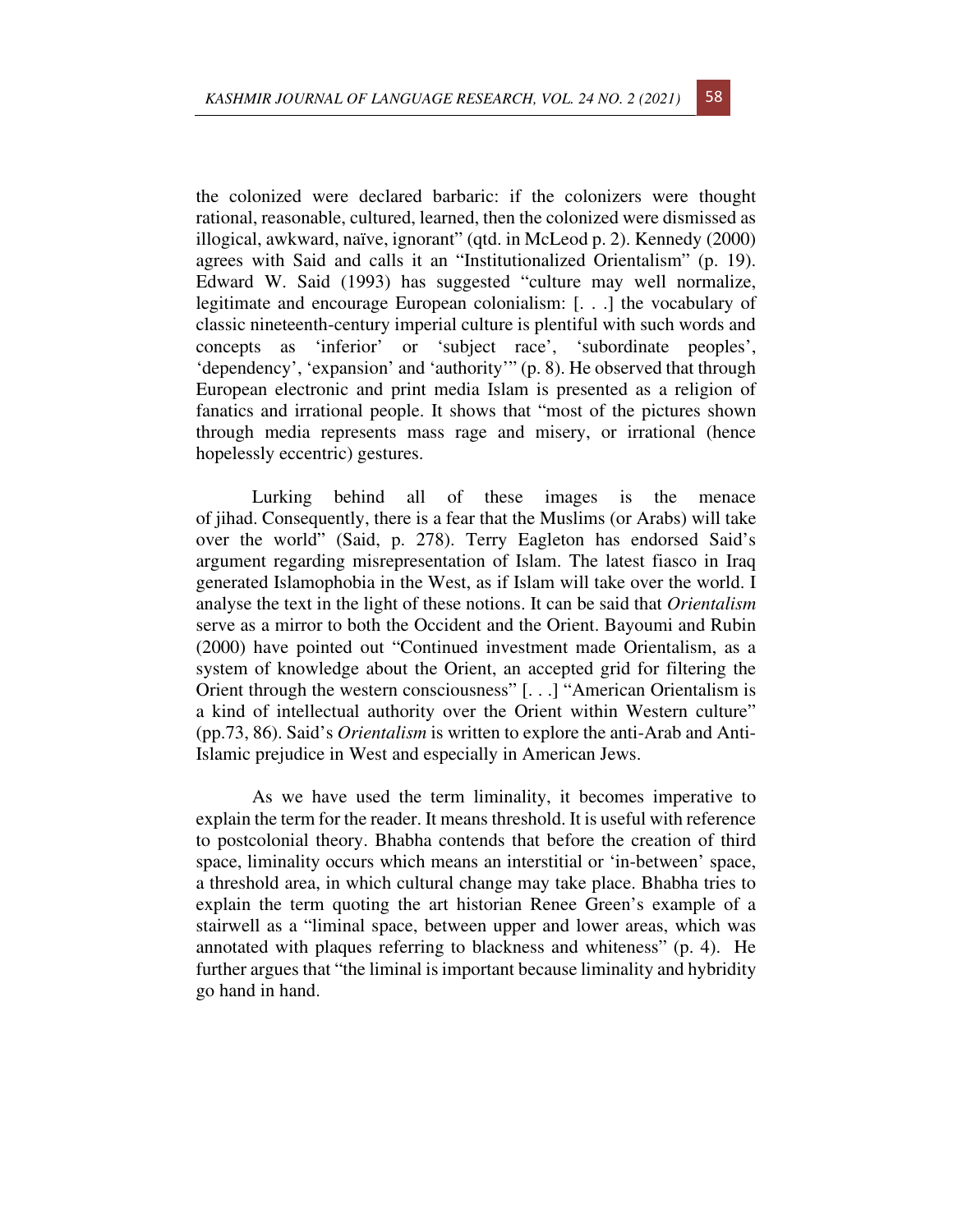the colonized were declared barbaric: if the colonizers were thought rational, reasonable, cultured, learned, then the colonized were dismissed as illogical, awkward, naïve, ignorant" (qtd. in McLeod p. 2). Kennedy (2000) agrees with Said and calls it an "Institutionalized Orientalism" (p. 19). Edward W. Said (1993) has suggested "culture may well normalize, legitimate and encourage European colonialism: [. . .] the vocabulary of classic nineteenth-century imperial culture is plentiful with such words and concepts as 'inferior' or 'subject race', 'subordinate peoples', 'dependency', 'expansion' and 'authority'" (p. 8). He observed that through European electronic and print media Islam is presented as a religion of fanatics and irrational people. It shows that "most of the pictures shown through media represents mass rage and misery, or irrational (hence hopelessly eccentric) gestures.

Lurking behind all of these images is the menace of jihad. Consequently, there is a fear that the Muslims (or Arabs) will take over the world" (Said, p. 278). Terry Eagleton has endorsed Said's argument regarding misrepresentation of Islam. The latest fiasco in Iraq generated Islamophobia in the West, as if Islam will take over the world. I analyse the text in the light of these notions. It can be said that *Orientalism* serve as a mirror to both the Occident and the Orient. Bayoumi and Rubin (2000) have pointed out "Continued investment made Orientalism, as a system of knowledge about the Orient, an accepted grid for filtering the Orient through the western consciousness" [. . .] "American Orientalism is a kind of intellectual authority over the Orient within Western culture" (pp.73, 86). Said's *Orientalism* is written to explore the anti-Arab and Anti-Islamic prejudice in West and especially in American Jews.

As we have used the term liminality, it becomes imperative to explain the term for the reader. It means threshold. It is useful with reference to postcolonial theory. Bhabha contends that before the creation of third space, liminality occurs which means an interstitial or 'in-between' space, a threshold area, in which cultural change may take place. Bhabha tries to explain the term quoting the art historian Renee Green's example of a stairwell as a "liminal space, between upper and lower areas, which was annotated with plaques referring to blackness and whiteness" (p. 4). He further argues that "the liminal is important because liminality and hybridity go hand in hand.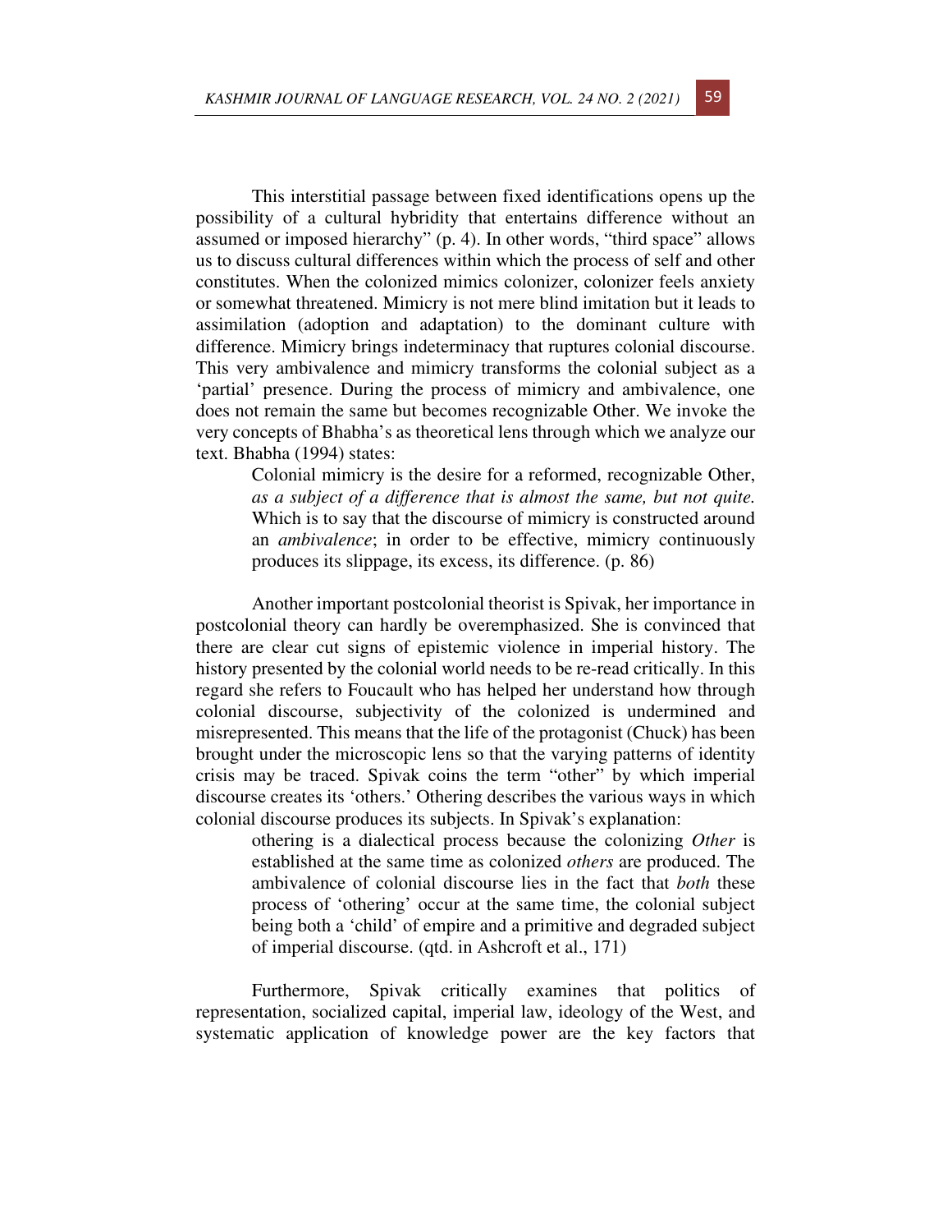This interstitial passage between fixed identifications opens up the possibility of a cultural hybridity that entertains difference without an assumed or imposed hierarchy" (p. 4). In other words, "third space" allows us to discuss cultural differences within which the process of self and other constitutes. When the colonized mimics colonizer, colonizer feels anxiety or somewhat threatened. Mimicry is not mere blind imitation but it leads to assimilation (adoption and adaptation) to the dominant culture with difference. Mimicry brings indeterminacy that ruptures colonial discourse. This very ambivalence and mimicry transforms the colonial subject as a 'partial' presence. During the process of mimicry and ambivalence, one does not remain the same but becomes recognizable Other. We invoke the very concepts of Bhabha's as theoretical lens through which we analyze our text. Bhabha (1994) states:

> Colonial mimicry is the desire for a reformed, recognizable Other, *as a subject of a difference that is almost the same, but not quite.* Which is to say that the discourse of mimicry is constructed around an *ambivalence*; in order to be effective, mimicry continuously produces its slippage, its excess, its difference. (p. 86)

Another important postcolonial theorist is Spivak, her importance in postcolonial theory can hardly be overemphasized. She is convinced that there are clear cut signs of epistemic violence in imperial history. The history presented by the colonial world needs to be re-read critically. In this regard she refers to Foucault who has helped her understand how through colonial discourse, subjectivity of the colonized is undermined and misrepresented. This means that the life of the protagonist (Chuck) has been brought under the microscopic lens so that the varying patterns of identity crisis may be traced. Spivak coins the term "other" by which imperial discourse creates its 'others.' Othering describes the various ways in which colonial discourse produces its subjects. In Spivak's explanation:

> othering is a dialectical process because the colonizing *Other* is established at the same time as colonized *others* are produced. The ambivalence of colonial discourse lies in the fact that *both* these process of 'othering' occur at the same time, the colonial subject being both a 'child' of empire and a primitive and degraded subject of imperial discourse. (qtd. in Ashcroft et al., 171)

Furthermore, Spivak critically examines that politics of representation, socialized capital, imperial law, ideology of the West, and systematic application of knowledge power are the key factors that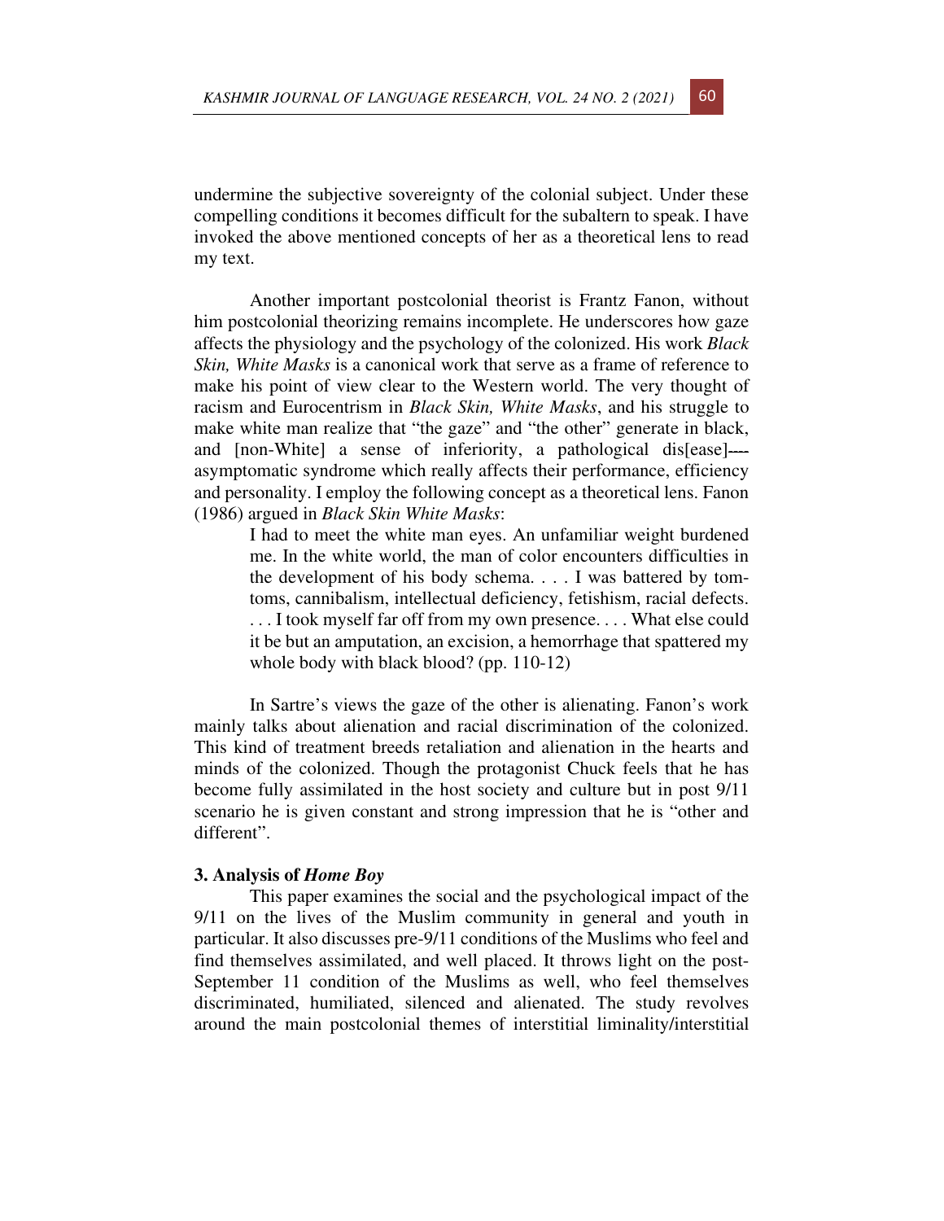undermine the subjective sovereignty of the colonial subject. Under these compelling conditions it becomes difficult for the subaltern to speak. I have invoked the above mentioned concepts of her as a theoretical lens to read my text.

Another important postcolonial theorist is Frantz Fanon, without him postcolonial theorizing remains incomplete. He underscores how gaze affects the physiology and the psychology of the colonized. His work *Black Skin, White Masks* is a canonical work that serve as a frame of reference to make his point of view clear to the Western world. The very thought of racism and Eurocentrism in *Black Skin, White Masks*, and his struggle to make white man realize that "the gaze" and "the other" generate in black, and [non-White] a sense of inferiority, a pathological dis[ease]---- asymptomatic syndrome which really affects their performance, efficiency and personality. I employ the following concept as a theoretical lens. Fanon (1986) argued in *Black Skin White Masks*:

> I had to meet the white man eyes. An unfamiliar weight burdened me. In the white world, the man of color encounters difficulties in the development of his body schema. . . . I was battered by tom-toms, cannibalism, intellectual deficiency, fetishism, racial defects. . . . I took myself far off from my own presence. . . . What else could it be but an amputation, an excision, a hemorrhage that spattered my whole body with black blood? (pp. 110-12)

In Sartre's views the gaze of the other is alienating. Fanon's work mainly talks about alienation and racial discrimination of the colonized. This kind of treatment breeds retaliation and alienation in the hearts and minds of the colonized. Though the protagonist Chuck feels that he has become fully assimilated in the host society and culture but in post 9/11 scenario he is given constant and strong impression that he is "other and different".

## 3. Analysis of *Home Boy*

This paper examines the social and the psychological impact of the 9/11 on the lives of the Muslim community in general and youth in particular. It also discusses pre-9/11 conditions of the Muslims who feel and find themselves assimilated, and well placed. It throws light on the post-September 11 condition of the Muslims as well, who feel themselves discriminated, humiliated, silenced and alienated. The study revolves around the main postcolonial themes of interstitial liminality/interstitial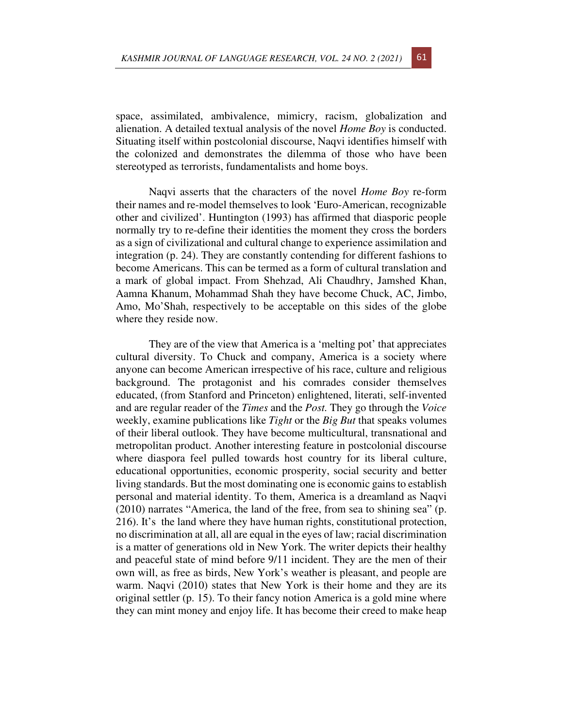space, assimilated, ambivalence, mimicry, racism, globalization and alienation. A detailed textual analysis of the novel *Home Boy* is conducted. Situating itself within postcolonial discourse, Naqvi identifies himself with the colonized and demonstrates the dilemma of those who have been stereotyped as terrorists, fundamentalists and home boys.

Naqvi asserts that the characters of the novel *Home Boy* re-form their names and re-model themselves to look 'Euro-American, recognizable other and civilized'. Huntington (1993) has affirmed that diasporic people normally try to re-define their identities the moment they cross the borders as a sign of civilizational and cultural change to experience assimilation and integration (p. 24). They are constantly contending for different fashions to become Americans. This can be termed as a form of cultural translation and a mark of global impact. From Shehzad, Ali Chaudhry, Jamshed Khan, Aamna Khanum, Mohammad Shah they have become Chuck, AC, Jimbo, Amo, Mo'Shah, respectively to be acceptable on this sides of the globe where they reside now.

They are of the view that America is a 'melting pot' that appreciates cultural diversity. To Chuck and company, America is a society where anyone can become American irrespective of his race, culture and religious background. The protagonist and his comrades consider themselves educated, (from Stanford and Princeton) enlightened, literati, self-invented and are regular reader of the *Times* and the *Post.* They go through the *Voice* weekly, examine publications like *Tight* or the *Big But* that speaks volumes of their liberal outlook. They have become multicultural, transnational and metropolitan product. Another interesting feature in postcolonial discourse where diaspora feel pulled towards host country for its liberal culture, educational opportunities, economic prosperity, social security and better living standards. But the most dominating one is economic gains to establish personal and material identity. To them, America is a dreamland as Naqvi (2010) narrates "America, the land of the free, from sea to shining sea" (p. 216). It's the land where they have human rights, constitutional protection, no discrimination at all, all are equal in the eyes of law; racial discrimination is a matter of generations old in New York. The writer depicts their healthy and peaceful state of mind before 9/11 incident. They are the men of their own will, as free as birds, New York's weather is pleasant, and people are warm. Naqvi (2010) states that New York is their home and they are its original settler (p. 15). To their fancy notion America is a gold mine where they can mint money and enjoy life. It has become their creed to make heap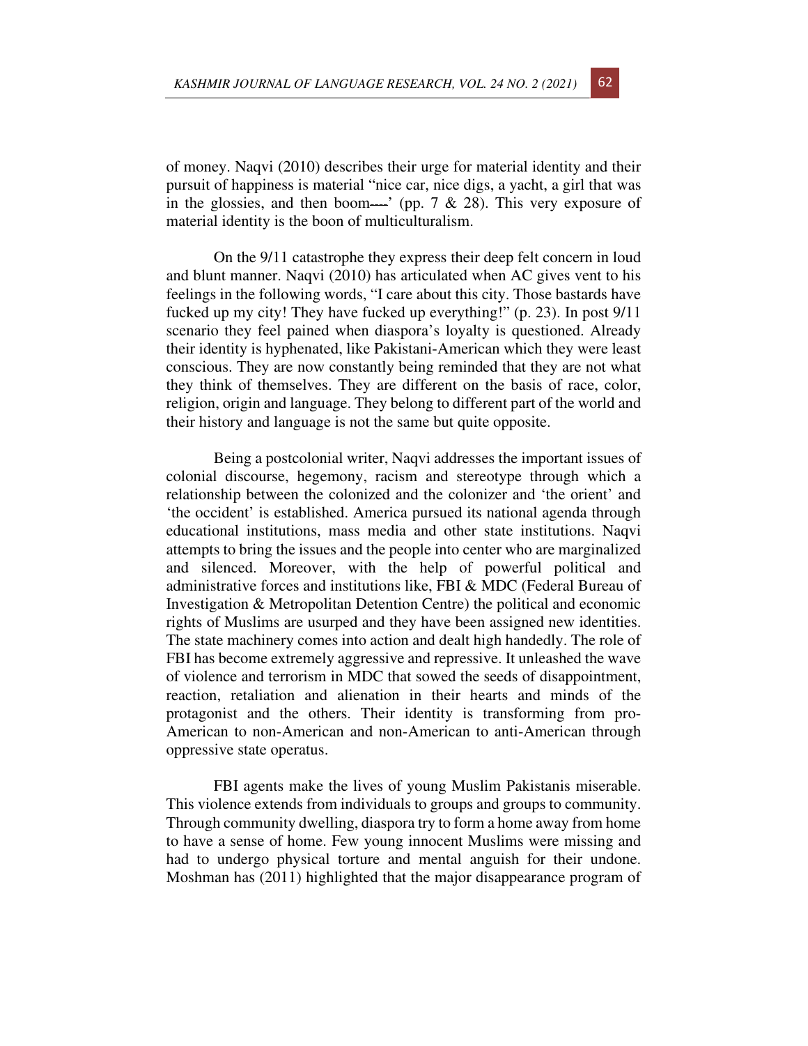of money. Naqvi (2010) describes their urge for material identity and their pursuit of happiness is material "nice car, nice digs, a yacht, a girl that was in the glossies, and then boom---' (pp. 7 & 28). This very exposure of material identity is the boon of multiculturalism.

On the 9/11 catastrophe they express their deep felt concern in loud and blunt manner. Naqvi (2010) has articulated when AC gives vent to his feelings in the following words, "I care about this city. Those bastards have fucked up my city! They have fucked up everything!" (p. 23). In post 9/11 scenario they feel pained when diaspora's loyalty is questioned. Already their identity is hyphenated, like Pakistani-American which they were least conscious. They are now constantly being reminded that they are not what they think of themselves. They are different on the basis of race, color, religion, origin and language. They belong to different part of the world and their history and language is not the same but quite opposite.

Being a postcolonial writer, Naqvi addresses the important issues of colonial discourse, hegemony, racism and stereotype through which a relationship between the colonized and the colonizer and 'the orient' and 'the occident' is established. America pursued its national agenda through educational institutions, mass media and other state institutions. Naqvi attempts to bring the issues and the people into center who are marginalized and silenced. Moreover, with the help of powerful political and administrative forces and institutions like, FBI & MDC (Federal Bureau of Investigation & Metropolitan Detention Centre) the political and economic rights of Muslims are usurped and they have been assigned new identities. The state machinery comes into action and dealt high handedly. The role of FBI has become extremely aggressive and repressive. It unleashed the wave of violence and terrorism in MDC that sowed the seeds of disappointment, reaction, retaliation and alienation in their hearts and minds of the protagonist and the others. Their identity is transforming from pro-American to non-American and non-American to anti-American through oppressive state operatus.

FBI agents make the lives of young Muslim Pakistanis miserable. This violence extends from individuals to groups and groups to community. Through community dwelling, diaspora try to form a home away from home to have a sense of home. Few young innocent Muslims were missing and had to undergo physical torture and mental anguish for their undone. Moshman has (2011) highlighted that the major disappearance program of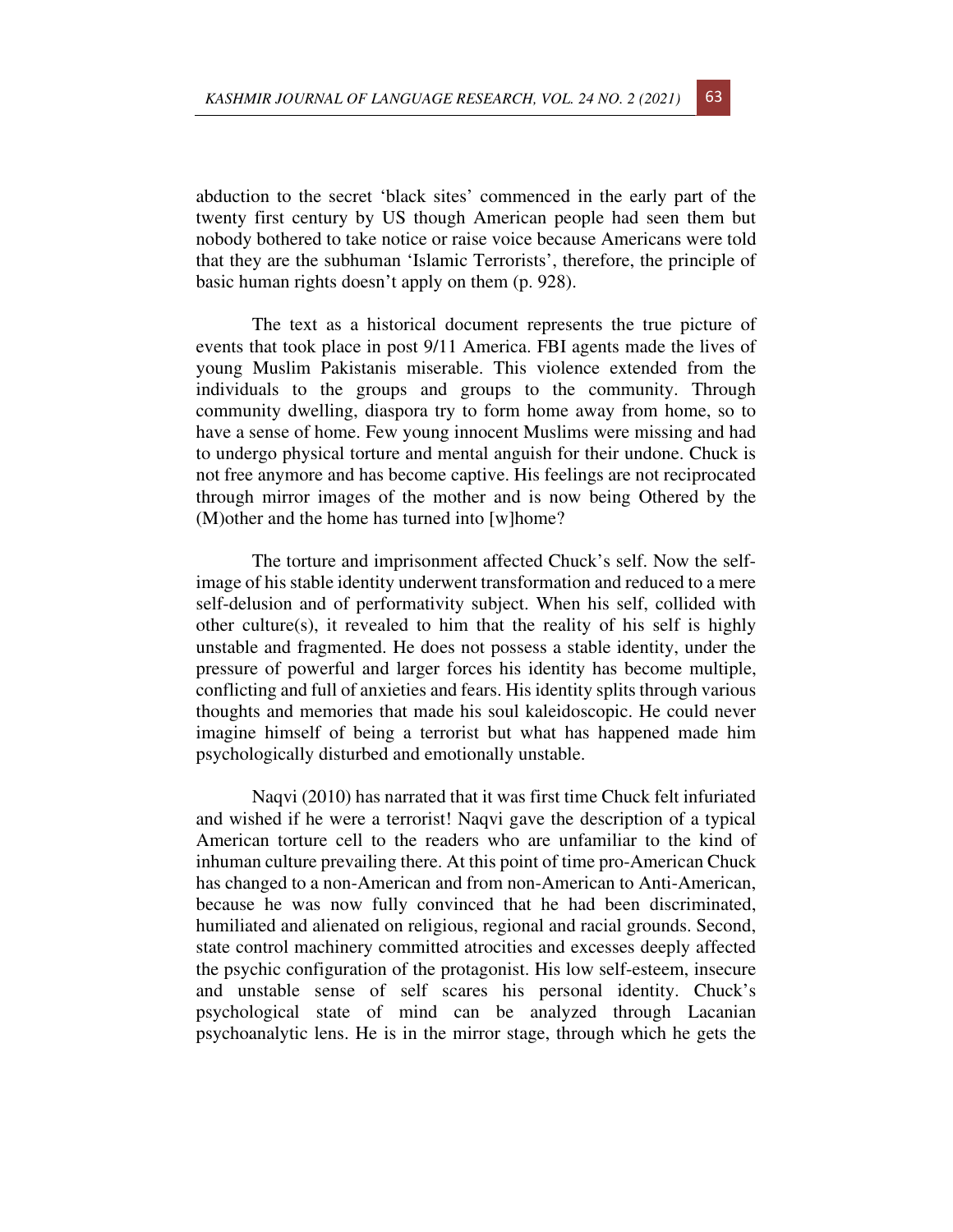abduction to the secret 'black sites' commenced in the early part of the twenty first century by US though American people had seen them but nobody bothered to take notice or raise voice because Americans were told that they are the subhuman 'Islamic Terrorists', therefore, the principle of basic human rights doesn't apply on them (p. 928).

The text as a historical document represents the true picture of events that took place in post 9/11 America. FBI agents made the lives of young Muslim Pakistanis miserable. This violence extended from the individuals to the groups and groups to the community. Through community dwelling, diaspora try to form home away from home, so to have a sense of home. Few young innocent Muslims were missing and had to undergo physical torture and mental anguish for their undone. Chuck is not free anymore and has become captive. His feelings are not reciprocated through mirror images of the mother and is now being Othered by the (M)other and the home has turned into [w]home?

The torture and imprisonment affected Chuck's self. Now the self-image of his stable identity underwent transformation and reduced to a mere self-delusion and of performativity subject. When his self, collided with other culture(s), it revealed to him that the reality of his self is highly unstable and fragmented. He does not possess a stable identity, under the pressure of powerful and larger forces his identity has become multiple, conflicting and full of anxieties and fears. His identity splits through various thoughts and memories that made his soul kaleidoscopic. He could never imagine himself of being a terrorist but what has happened made him psychologically disturbed and emotionally unstable.

Naqvi (2010) has narrated that it was first time Chuck felt infuriated and wished if he were a terrorist! Naqvi gave the description of a typical American torture cell to the readers who are unfamiliar to the kind of inhuman culture prevailing there. At this point of time pro-American Chuck has changed to a non-American and from non-American to Anti-American, because he was now fully convinced that he had been discriminated, humiliated and alienated on religious, regional and racial grounds. Second, state control machinery committed atrocities and excesses deeply affected the psychic configuration of the protagonist. His low self-esteem, insecure and unstable sense of self scares his personal identity. Chuck's psychological state of mind can be analyzed through Lacanian psychoanalytic lens. He is in the mirror stage, through which he gets the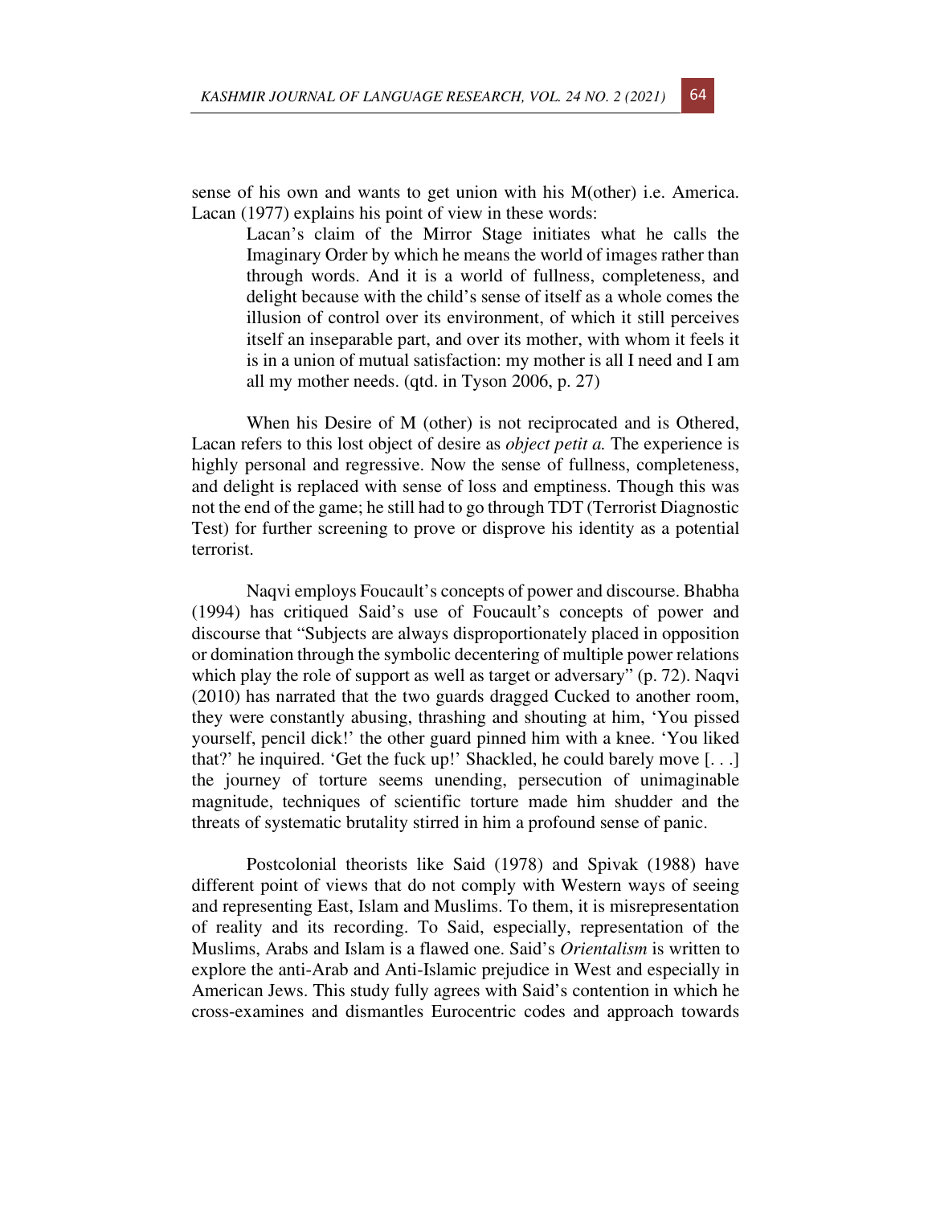sense of his own and wants to get union with his M(other) i.e. America. Lacan (1977) explains his point of view in these words:

> Lacan's claim of the Mirror Stage initiates what he calls the Imaginary Order by which he means the world of images rather than through words. And it is a world of fullness, completeness, and delight because with the child's sense of itself as a whole comes the illusion of control over its environment, of which it still perceives itself an inseparable part, and over its mother, with whom it feels it is in a union of mutual satisfaction: my mother is all I need and I am all my mother needs. (qtd. in Tyson 2006, p. 27)

When his Desire of M (other) is not reciprocated and is Othered, Lacan refers to this lost object of desire as *object petit a.* The experience is highly personal and regressive. Now the sense of fullness, completeness, and delight is replaced with sense of loss and emptiness. Though this was not the end of the game; he still had to go through TDT (Terrorist Diagnostic Test) for further screening to prove or disprove his identity as a potential terrorist.

Naqvi employs Foucault's concepts of power and discourse. Bhabha (1994) has critiqued Said's use of Foucault's concepts of power and discourse that "Subjects are always disproportionately placed in opposition or domination through the symbolic decentering of multiple power relations which play the role of support as well as target or adversary" (p. 72). Naqvi (2010) has narrated that the two guards dragged Cucked to another room, they were constantly abusing, thrashing and shouting at him, 'You pissed yourself, pencil dick!' the other guard pinned him with a knee. 'You liked that?' he inquired. 'Get the fuck up!' Shackled, he could barely move [. . .] the journey of torture seems unending, persecution of unimaginable magnitude, techniques of scientific torture made him shudder and the threats of systematic brutality stirred in him a profound sense of panic.

Postcolonial theorists like Said (1978) and Spivak (1988) have different point of views that do not comply with Western ways of seeing and representing East, Islam and Muslims. To them, it is misrepresentation of reality and its recording. To Said, especially, representation of the Muslims, Arabs and Islam is a flawed one. Said's *Orientalism* is written to explore the anti-Arab and Anti-Islamic prejudice in West and especially in American Jews. This study fully agrees with Said's contention in which he cross-examines and dismantles Eurocentric codes and approach towards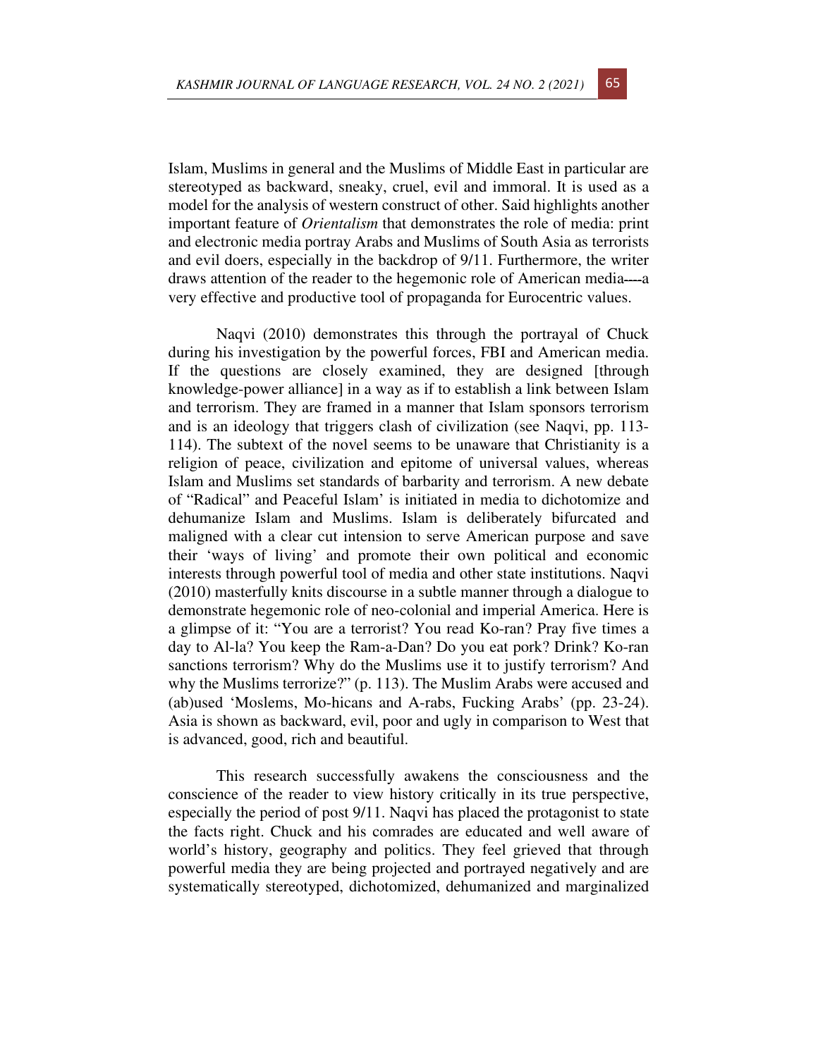Islam, Muslims in general and the Muslims of Middle East in particular are stereotyped as backward, sneaky, cruel, evil and immoral. It is used as a model for the analysis of western construct of other. Said highlights another important feature of *Orientalism* that demonstrates the role of media: print and electronic media portray Arabs and Muslims of South Asia as terrorists and evil doers, especially in the backdrop of 9/11. Furthermore, the writer draws attention of the reader to the hegemonic role of American media----a very effective and productive tool of propaganda for Eurocentric values.

Naqvi (2010) demonstrates this through the portrayal of Chuck during his investigation by the powerful forces, FBI and American media. If the questions are closely examined, they are designed [through knowledge-power alliance] in a way as if to establish a link between Islam and terrorism. They are framed in a manner that Islam sponsors terrorism and is an ideology that triggers clash of civilization (see Naqvi, pp. 113-114). The subtext of the novel seems to be unaware that Christianity is a religion of peace, civilization and epitome of universal values, whereas Islam and Muslims set standards of barbarity and terrorism. A new debate of "Radical" and Peaceful Islam' is initiated in media to dichotomize and dehumanize Islam and Muslims. Islam is deliberately bifurcated and maligned with a clear cut intension to serve American purpose and save their 'ways of living' and promote their own political and economic interests through powerful tool of media and other state institutions. Naqvi (2010) masterfully knits discourse in a subtle manner through a dialogue to demonstrate hegemonic role of neo-colonial and imperial America. Here is a glimpse of it: "You are a terrorist? You read Ko-ran? Pray five times a day to Al-la? You keep the Ram-a-Dan? Do you eat pork? Drink? Ko-ran sanctions terrorism? Why do the Muslims use it to justify terrorism? And why the Muslims terrorize?" (p. 113). The Muslim Arabs were accused and (ab)used 'Moslems, Mo-hicans and A-rabs, Fucking Arabs' (pp. 23-24). Asia is shown as backward, evil, poor and ugly in comparison to West that is advanced, good, rich and beautiful.

This research successfully awakens the consciousness and the conscience of the reader to view history critically in its true perspective, especially the period of post 9/11. Naqvi has placed the protagonist to state the facts right. Chuck and his comrades are educated and well aware of world's history, geography and politics. They feel grieved that through powerful media they are being projected and portrayed negatively and are systematically stereotyped, dichotomized, dehumanized and marginalized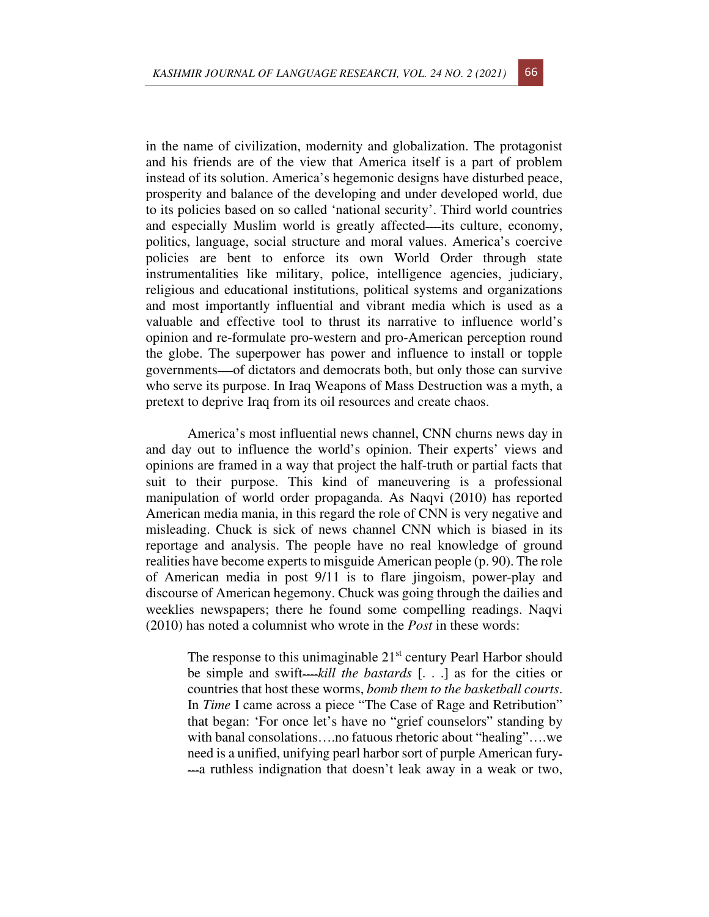in the name of civilization, modernity and globalization. The protagonist and his friends are of the view that America itself is a part of problem instead of its solution. America's hegemonic designs have disturbed peace, prosperity and balance of the developing and under developed world, due to its policies based on so called 'national security'. Third world countries and especially Muslim world is greatly affected----its culture, economy, politics, language, social structure and moral values. America's coercive policies are bent to enforce its own World Order through state instrumentalities like military, police, intelligence agencies, judiciary, religious and educational institutions, political systems and organizations and most importantly influential and vibrant media which is used as a valuable and effective tool to thrust its narrative to influence world's opinion and re-formulate pro-western and pro-American perception round the globe. The superpower has power and influence to install or topple governments----of dictators and democrats both, but only those can survive who serve its purpose. In Iraq Weapons of Mass Destruction was a myth, a pretext to deprive Iraq from its oil resources and create chaos.

America's most influential news channel, CNN churns news day in and day out to influence the world's opinion. Their experts' views and opinions are framed in a way that project the half-truth or partial facts that suit to their purpose. This kind of maneuvering is a professional manipulation of world order propaganda. As Naqvi (2010) has reported American media mania, in this regard the role of CNN is very negative and misleading. Chuck is sick of news channel CNN which is biased in its reportage and analysis. The people have no real knowledge of ground realities have become experts to misguide American people (p. 90). The role of American media in post 9/11 is to flare jingoism, power-play and discourse of American hegemony. Chuck was going through the dailies and weeklies newspapers; there he found some compelling readings. Naqvi (2010) has noted a columnist who wrote in the *Post* in these words:

> The response to this unimaginable 21st century Pearl Harbor should be simple and swift----*kill the bastards* [. . .] as for the cities or countries that host these worms, *bomb them to the basketball courts*. In *Time* I came across a piece "The Case of Rage and Retribution" that began: 'For once let's have no "grief counselors" standing by with banal consolations….no fatuous rhetoric about "healing"….we need is a unified, unifying pearl harbor sort of purple American fury----a ruthless indignation that doesn't leak away in a weak or two,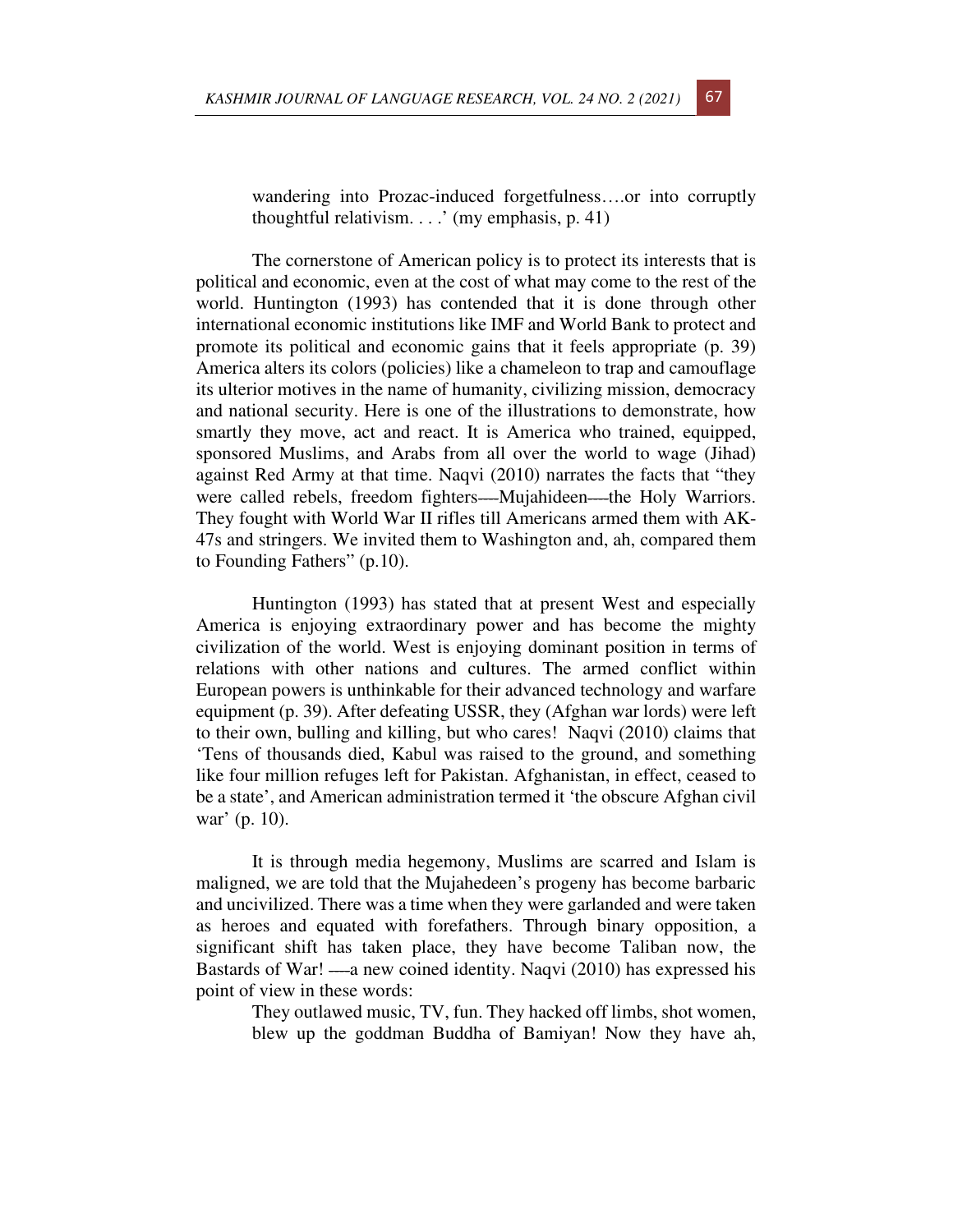> wandering into Prozac-induced forgetfulness….or into corruptly thoughtful relativism. . . .' (my emphasis, p. 41)

The cornerstone of American policy is to protect its interests that is political and economic, even at the cost of what may come to the rest of the world. Huntington (1993) has contended that it is done through other international economic institutions like IMF and World Bank to protect and promote its political and economic gains that it feels appropriate (p. 39) America alters its colors (policies) like a chameleon to trap and camouflage its ulterior motives in the name of humanity, civilizing mission, democracy and national security. Here is one of the illustrations to demonstrate, how smartly they move, act and react. It is America who trained, equipped, sponsored Muslims, and Arabs from all over the world to wage (Jihad) against Red Army at that time. Naqvi (2010) narrates the facts that "they were called rebels, freedom fighters—Mujahideen—the Holy Warriors. They fought with World War II rifles till Americans armed them with AK-47s and stringers. We invited them to Washington and, ah, compared them to Founding Fathers" (p.10).

Huntington (1993) has stated that at present West and especially America is enjoying extraordinary power and has become the mighty civilization of the world. West is enjoying dominant position in terms of relations with other nations and cultures. The armed conflict within European powers is unthinkable for their advanced technology and warfare equipment (p. 39). After defeating USSR, they (Afghan war lords) were left to their own, bulling and killing, but who cares! Naqvi (2010) claims that 'Tens of thousands died, Kabul was raised to the ground, and something like four million refuges left for Pakistan. Afghanistan, in effect, ceased to be a state', and American administration termed it 'the obscure Afghan civil war' (p. 10).

It is through media hegemony, Muslims are scarred and Islam is maligned, we are told that the Mujahedeen's progeny has become barbaric and uncivilized. There was a time when they were garlanded and were taken as heroes and equated with forefathers. Through binary opposition, a significant shift has taken place, they have become Taliban now, the Bastards of War! —a new coined identity. Naqvi (2010) has expressed his point of view in these words:

> They outlawed music, TV, fun. They hacked off limbs, shot women, blew up the goddman Buddha of Bamiyan! Now they have ah,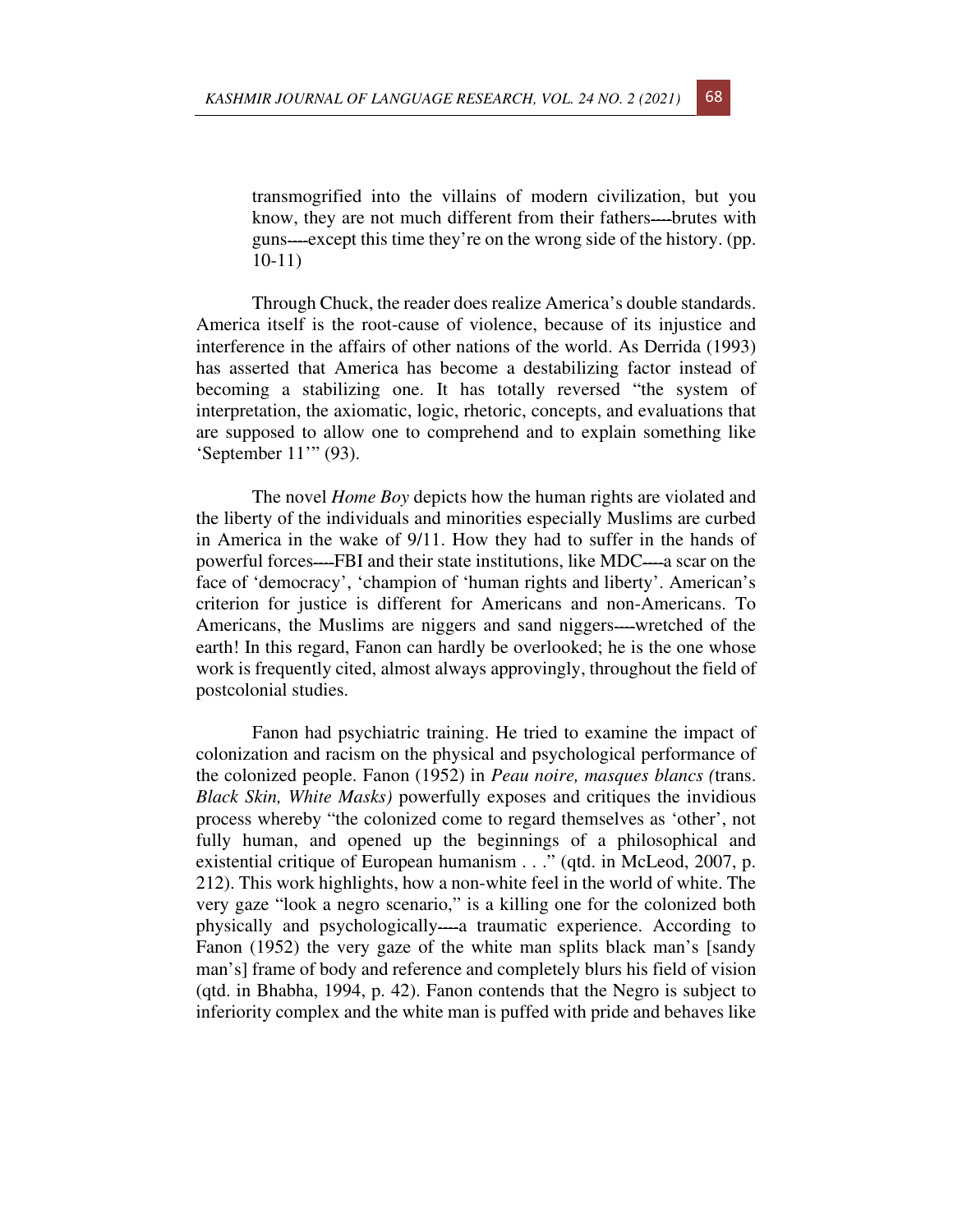> transmogrified into the villains of modern civilization, but you know, they are not much different from their fathers----brutes with guns----except this time they're on the wrong side of the history. (pp. 10-11)

Through Chuck, the reader does realize America's double standards. America itself is the root-cause of violence, because of its injustice and interference in the affairs of other nations of the world. As Derrida (1993) has asserted that America has become a destabilizing factor instead of becoming a stabilizing one. It has totally reversed "the system of interpretation, the axiomatic, logic, rhetoric, concepts, and evaluations that are supposed to allow one to comprehend and to explain something like 'September 11'" (93).

The novel *Home Boy* depicts how the human rights are violated and the liberty of the individuals and minorities especially Muslims are curbed in America in the wake of 9/11. How they had to suffer in the hands of powerful forces----FBI and their state institutions, like MDC----a scar on the face of 'democracy', 'champion of 'human rights and liberty'. American's criterion for justice is different for Americans and non-Americans. To Americans, the Muslims are niggers and sand niggers----wretched of the earth! In this regard, Fanon can hardly be overlooked; he is the one whose work is frequently cited, almost always approvingly, throughout the field of postcolonial studies.

Fanon had psychiatric training. He tried to examine the impact of colonization and racism on the physical and psychological performance of the colonized people. Fanon (1952) in *Peau noire, masques blancs (*trans. *Black Skin, White Masks)* powerfully exposes and critiques the invidious process whereby "the colonized come to regard themselves as 'other', not fully human, and opened up the beginnings of a philosophical and existential critique of European humanism . . ." (qtd. in McLeod, 2007, p. 212). This work highlights, how a non-white feel in the world of white. The very gaze "look a negro scenario," is a killing one for the colonized both physically and psychologically----a traumatic experience. According to Fanon (1952) the very gaze of the white man splits black man's [sandy man's] frame of body and reference and completely blurs his field of vision (qtd. in Bhabha, 1994, p. 42). Fanon contends that the Negro is subject to inferiority complex and the white man is puffed with pride and behaves like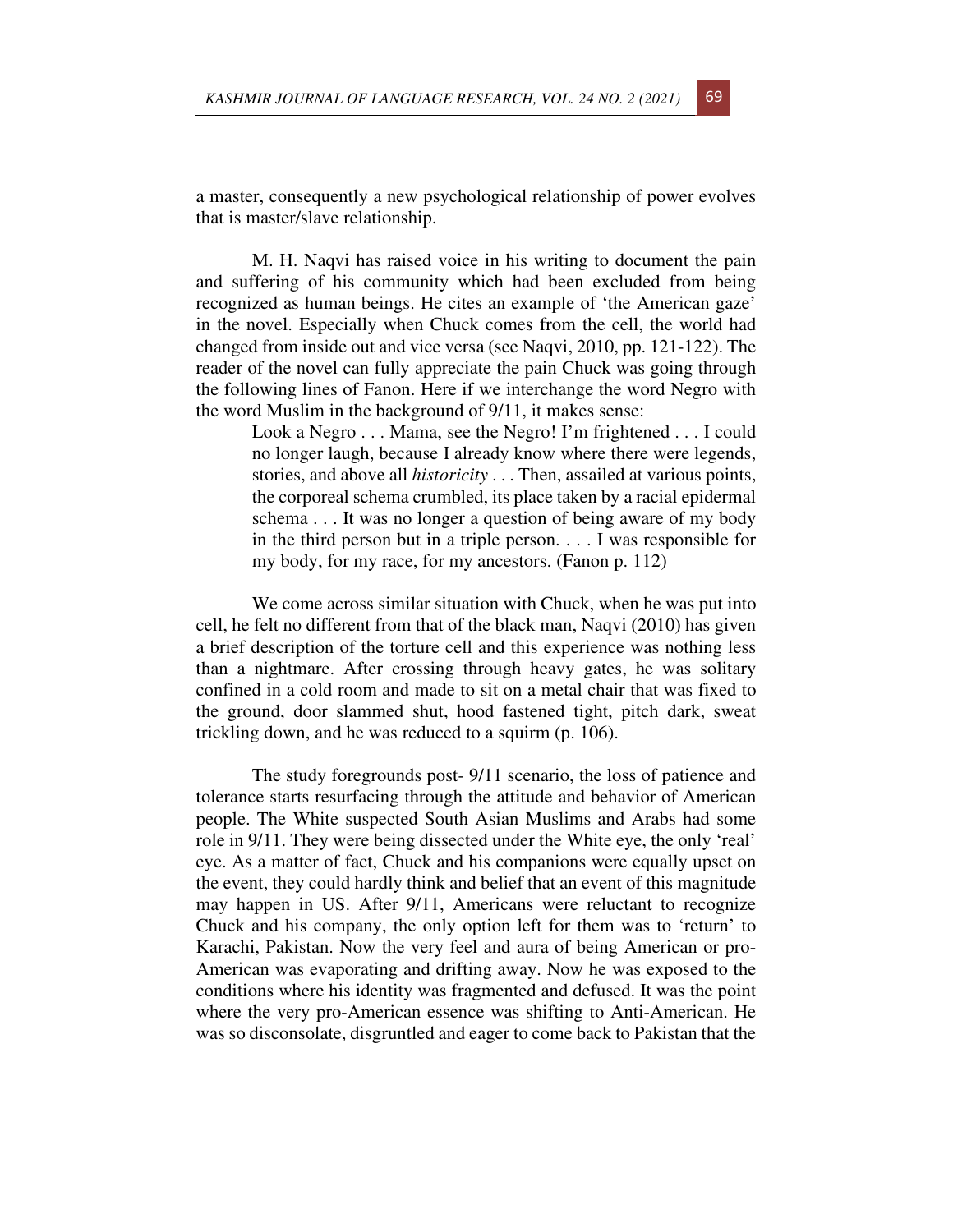a master, consequently a new psychological relationship of power evolves that is master/slave relationship.

M. H. Naqvi has raised voice in his writing to document the pain and suffering of his community which had been excluded from being recognized as human beings. He cites an example of 'the American gaze' in the novel. Especially when Chuck comes from the cell, the world had changed from inside out and vice versa (see Naqvi, 2010, pp. 121-122). The reader of the novel can fully appreciate the pain Chuck was going through the following lines of Fanon. Here if we interchange the word Negro with the word Muslim in the background of 9/11, it makes sense:

> Look a Negro . . . Mama, see the Negro! I'm frightened . . . I could no longer laugh, because I already know where there were legends, stories, and above all *historicity* . . . Then, assailed at various points, the corporeal schema crumbled, its place taken by a racial epidermal schema . . . It was no longer a question of being aware of my body in the third person but in a triple person. . . . I was responsible for my body, for my race, for my ancestors. (Fanon p. 112)

We come across similar situation with Chuck, when he was put into cell, he felt no different from that of the black man, Naqvi (2010) has given a brief description of the torture cell and this experience was nothing less than a nightmare. After crossing through heavy gates, he was solitary confined in a cold room and made to sit on a metal chair that was fixed to the ground, door slammed shut, hood fastened tight, pitch dark, sweat trickling down, and he was reduced to a squirm (p. 106).

The study foregrounds post- 9/11 scenario, the loss of patience and tolerance starts resurfacing through the attitude and behavior of American people. The White suspected South Asian Muslims and Arabs had some role in 9/11. They were being dissected under the White eye, the only 'real' eye. As a matter of fact, Chuck and his companions were equally upset on the event, they could hardly think and belief that an event of this magnitude may happen in US. After 9/11, Americans were reluctant to recognize Chuck and his company, the only option left for them was to 'return' to Karachi, Pakistan. Now the very feel and aura of being American or pro-American was evaporating and drifting away. Now he was exposed to the conditions where his identity was fragmented and defused. It was the point where the very pro-American essence was shifting to Anti-American. He was so disconsolate, disgruntled and eager to come back to Pakistan that the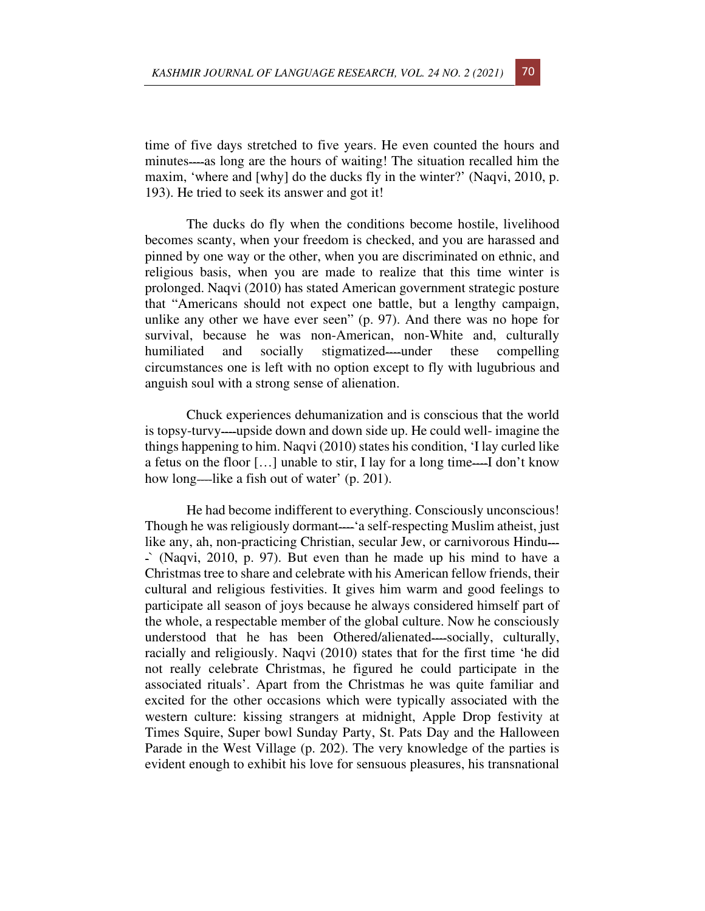time of five days stretched to five years. He even counted the hours and minutes----as long are the hours of waiting! The situation recalled him the maxim, 'where and [why] do the ducks fly in the winter?' (Naqvi, 2010, p. 193). He tried to seek its answer and got it!

The ducks do fly when the conditions become hostile, livelihood becomes scanty, when your freedom is checked, and you are harassed and pinned by one way or the other, when you are discriminated on ethnic, and religious basis, when you are made to realize that this time winter is prolonged. Naqvi (2010) has stated American government strategic posture that "Americans should not expect one battle, but a lengthy campaign, unlike any other we have ever seen" (p. 97). And there was no hope for survival, because he was non-American, non-White and, culturally humiliated and socially stigmatized----under these compelling circumstances one is left with no option except to fly with lugubrious and anguish soul with a strong sense of alienation.

Chuck experiences dehumanization and is conscious that the world is topsy-turvy----upside down and down side up. He could well- imagine the things happening to him. Naqvi (2010) states his condition, 'I lay curled like a fetus on the floor […] unable to stir, I lay for a long time----I don't know how long----like a fish out of water' (p. 201).

He had become indifferent to everything. Consciously unconscious! Though he was religiously dormant----'a self-respecting Muslim atheist, just like any, ah, non-practicing Christian, secular Jew, or carnivorous Hindu----` (Naqvi, 2010, p. 97). But even than he made up his mind to have a Christmas tree to share and celebrate with his American fellow friends, their cultural and religious festivities. It gives him warm and good feelings to participate all season of joys because he always considered himself part of the whole, a respectable member of the global culture. Now he consciously understood that he has been Othered/alienated----socially, culturally, racially and religiously. Naqvi (2010) states that for the first time 'he did not really celebrate Christmas, he figured he could participate in the associated rituals'. Apart from the Christmas he was quite familiar and excited for the other occasions which were typically associated with the western culture: kissing strangers at midnight, Apple Drop festivity at Times Squire, Super bowl Sunday Party, St. Pats Day and the Halloween Parade in the West Village (p. 202). The very knowledge of the parties is evident enough to exhibit his love for sensuous pleasures, his transnational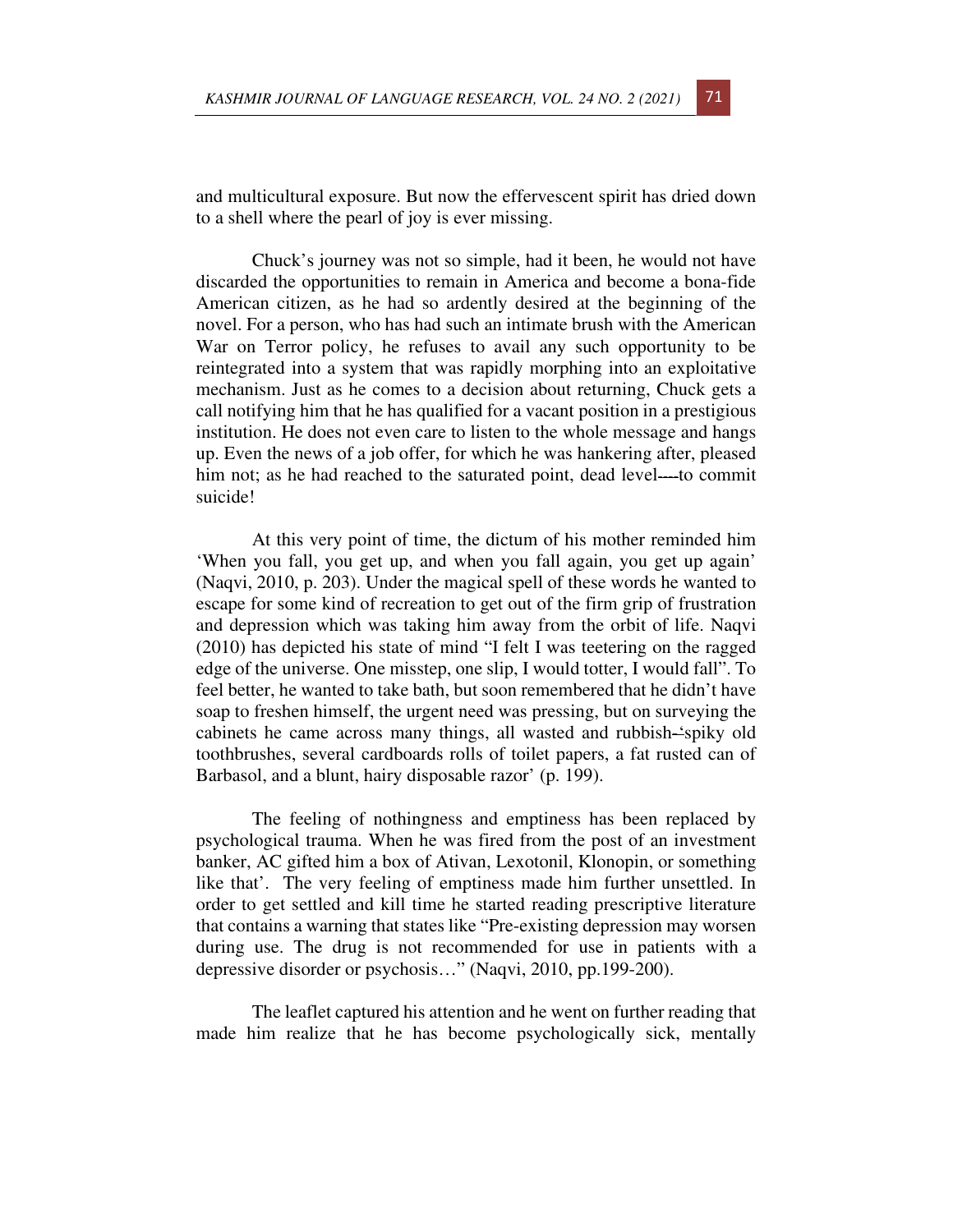and multicultural exposure. But now the effervescent spirit has dried down to a shell where the pearl of joy is ever missing.

Chuck's journey was not so simple, had it been, he would not have discarded the opportunities to remain in America and become a bona-fide American citizen, as he had so ardently desired at the beginning of the novel. For a person, who has had such an intimate brush with the American War on Terror policy, he refuses to avail any such opportunity to be reintegrated into a system that was rapidly morphing into an exploitative mechanism. Just as he comes to a decision about returning, Chuck gets a call notifying him that he has qualified for a vacant position in a prestigious institution. He does not even care to listen to the whole message and hangs up. Even the news of a job offer, for which he was hankering after, pleased him not; as he had reached to the saturated point, dead level----to commit suicide!

At this very point of time, the dictum of his mother reminded him 'When you fall, you get up, and when you fall again, you get up again' (Naqvi, 2010, p. 203). Under the magical spell of these words he wanted to escape for some kind of recreation to get out of the firm grip of frustration and depression which was taking him away from the orbit of life. Naqvi (2010) has depicted his state of mind "I felt I was teetering on the ragged edge of the universe. One misstep, one slip, I would totter, I would fall". To feel better, he wanted to take bath, but soon remembered that he didn't have soap to freshen himself, the urgent need was pressing, but on surveying the cabinets he came across many things, all wasted and rubbish--'spiky old toothbrushes, several cardboards rolls of toilet papers, a fat rusted can of Barbasol, and a blunt, hairy disposable razor' (p. 199).

The feeling of nothingness and emptiness has been replaced by psychological trauma. When he was fired from the post of an investment banker, AC gifted him a box of Ativan, Lexotonil, Klonopin, or something like that'. The very feeling of emptiness made him further unsettled. In order to get settled and kill time he started reading prescriptive literature that contains a warning that states like "Pre-existing depression may worsen during use. The drug is not recommended for use in patients with a depressive disorder or psychosis…" (Naqvi, 2010, pp.199-200).

The leaflet captured his attention and he went on further reading that made him realize that he has become psychologically sick, mentally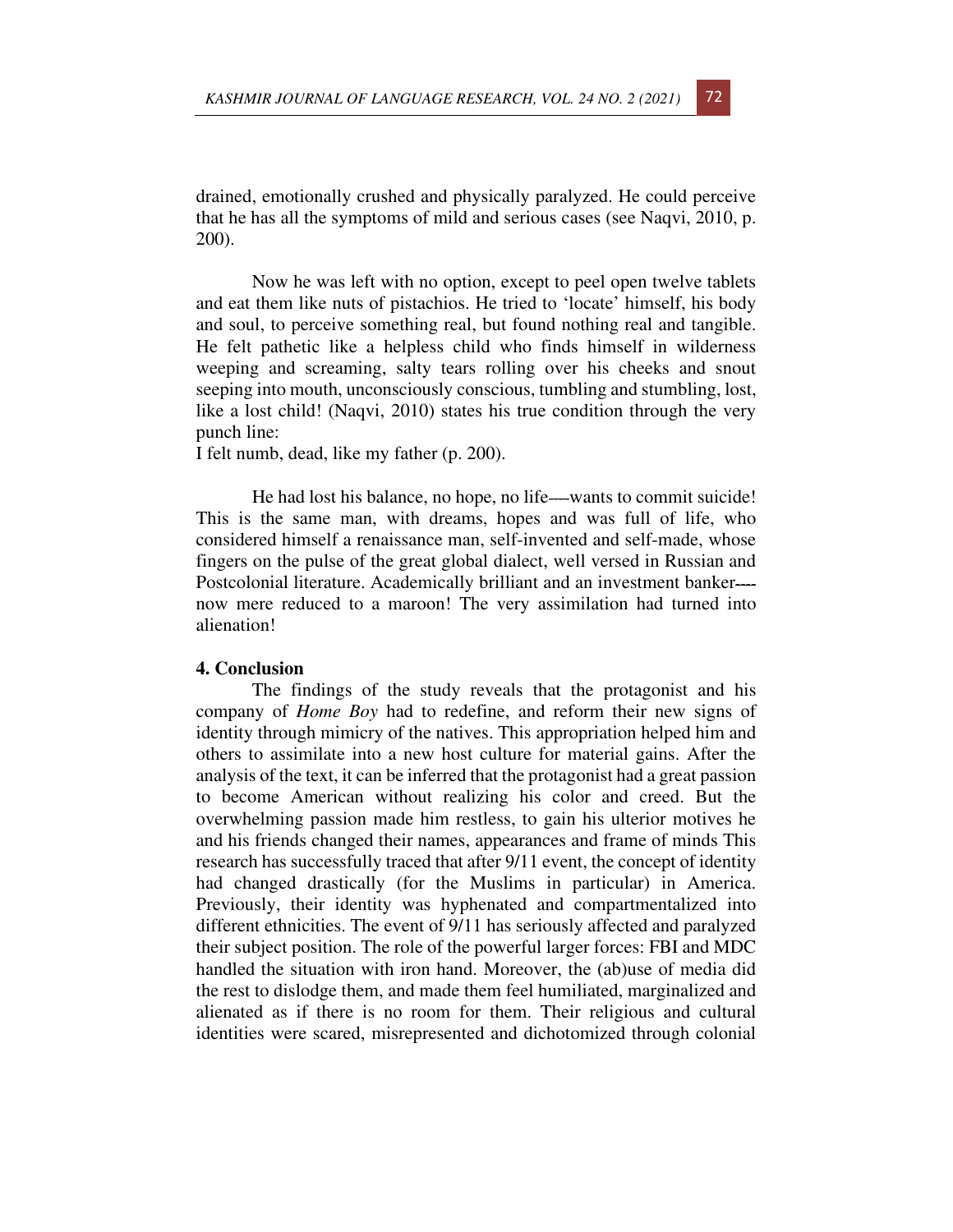drained, emotionally crushed and physically paralyzed. He could perceive that he has all the symptoms of mild and serious cases (see Naqvi, 2010, p. 200).

Now he was left with no option, except to peel open twelve tablets and eat them like nuts of pistachios. He tried to 'locate' himself, his body and soul, to perceive something real, but found nothing real and tangible. He felt pathetic like a helpless child who finds himself in wilderness weeping and screaming, salty tears rolling over his cheeks and snout seeping into mouth, unconsciously conscious, tumbling and stumbling, lost, like a lost child! (Naqvi, 2010) states his true condition through the very punch line:

I felt numb, dead, like my father (p. 200).

He had lost his balance, no hope, no life—-wants to commit suicide! This is the same man, with dreams, hopes and was full of life, who considered himself a renaissance man, self-invented and self-made, whose fingers on the pulse of the great global dialect, well versed in Russian and Postcolonial literature. Academically brilliant and an investment banker---- now mere reduced to a maroon! The very assimilation had turned into alienation!

## 4. Conclusion

The findings of the study reveals that the protagonist and his company of *Home Boy* had to redefine, and reform their new signs of identity through mimicry of the natives. This appropriation helped him and others to assimilate into a new host culture for material gains. After the analysis of the text, it can be inferred that the protagonist had a great passion to become American without realizing his color and creed. But the overwhelming passion made him restless, to gain his ulterior motives he and his friends changed their names, appearances and frame of minds This research has successfully traced that after 9/11 event, the concept of identity had changed drastically (for the Muslims in particular) in America. Previously, their identity was hyphenated and compartmentalized into different ethnicities. The event of 9/11 has seriously affected and paralyzed their subject position. The role of the powerful larger forces: FBI and MDC handled the situation with iron hand. Moreover, the (ab)use of media did the rest to dislodge them, and made them feel humiliated, marginalized and alienated as if there is no room for them. Their religious and cultural identities were scared, misrepresented and dichotomized through colonial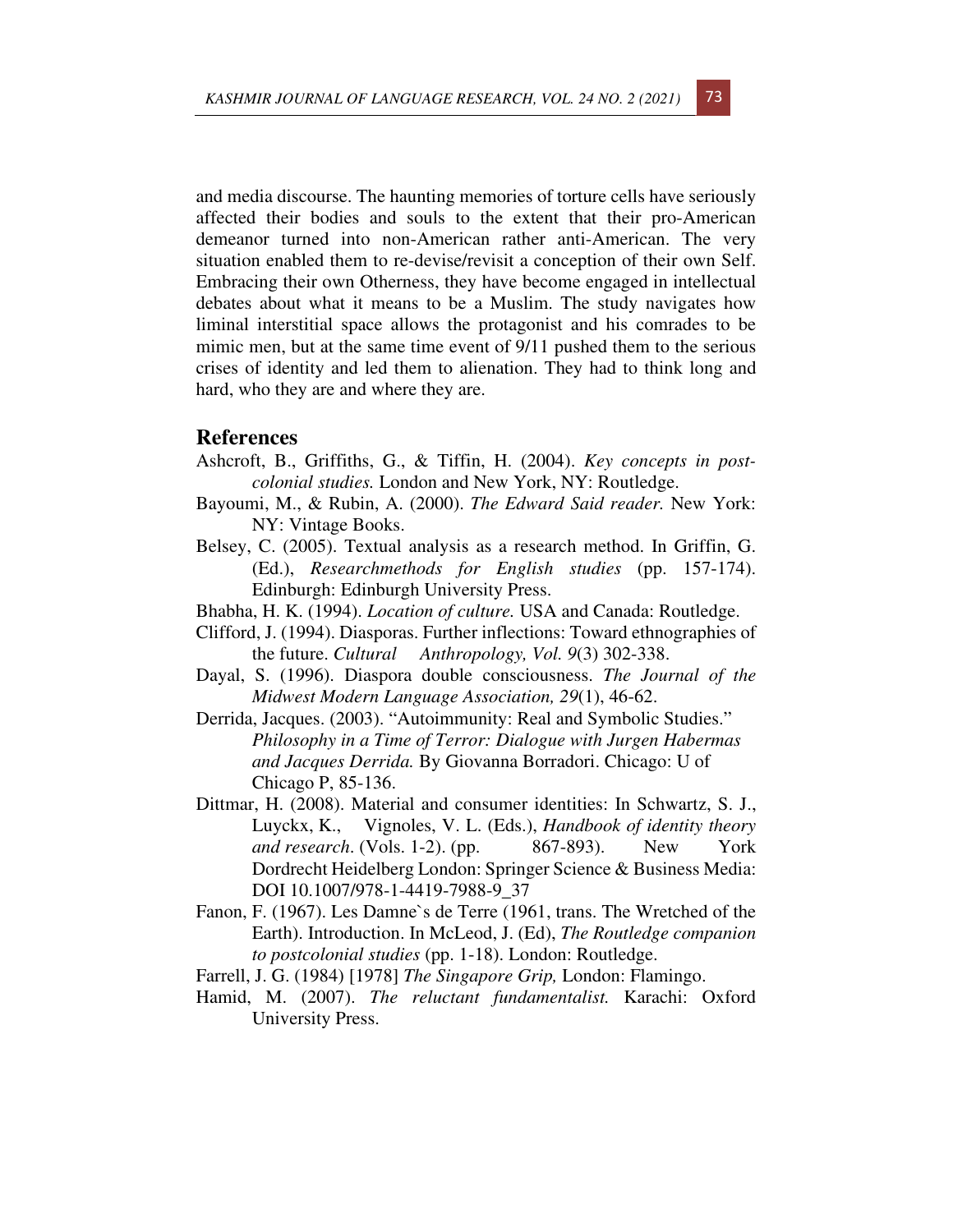and media discourse. The haunting memories of torture cells have seriously affected their bodies and souls to the extent that their pro-American demeanor turned into non-American rather anti-American. The very situation enabled them to re-devise/revisit a conception of their own Self. Embracing their own Otherness, they have become engaged in intellectual debates about what it means to be a Muslim. The study navigates how liminal interstitial space allows the protagonist and his comrades to be mimic men, but at the same time event of 9/11 pushed them to the serious crises of identity and led them to alienation. They had to think long and hard, who they are and where they are.

## References

Ashcroft, B., Griffiths, G., & Tiffin, H. (2004). *Key concepts in post-colonial studies.* London and New York, NY: Routledge.

Bayoumi, M., & Rubin, A. (2000). *The Edward Said reader.* New York: NY: Vintage Books.

Belsey, C. (2005). Textual analysis as a research method. In Griffin, G. (Ed.), *Researchmethods for English studies* (pp. 157-174). Edinburgh: Edinburgh University Press.

Bhabha, H. K. (1994). *Location of culture.* USA and Canada: Routledge.

Clifford, J. (1994). Diasporas. Further inflections: Toward ethnographies of the future. *Cultural Anthropology, Vol. 9*(3) 302-338.

Dayal, S. (1996). Diaspora double consciousness. *The Journal of the Midwest Modern Language Association, 29*(1), 46-62.

Derrida, Jacques. (2003). "Autoimmunity: Real and Symbolic Studies." *Philosophy in a Time of Terror: Dialogue with Jurgen Habermas and Jacques Derrida.* By Giovanna Borradori. Chicago: U of Chicago P, 85-136.

Dittmar, H. (2008). Material and consumer identities: In Schwartz, S. J., Luyckx, K., Vignoles, V. L. (Eds.), *Handbook of identity theory and research*. (Vols. 1-2). (pp. 867-893). New York Dordrecht Heidelberg London: Springer Science & Business Media: DOI 10.1007/978-1-4419-7988-9_37

Fanon, F. (1967). Les Damne`s de Terre (1961, trans. The Wretched of the Earth). Introduction. In McLeod, J. (Ed), *The Routledge companion to postcolonial studies* (pp. 1-18). London: Routledge.

Farrell, J. G. (1984) [1978] *The Singapore Grip,* London: Flamingo.

Hamid, M. (2007). *The reluctant fundamentalist.* Karachi: Oxford University Press.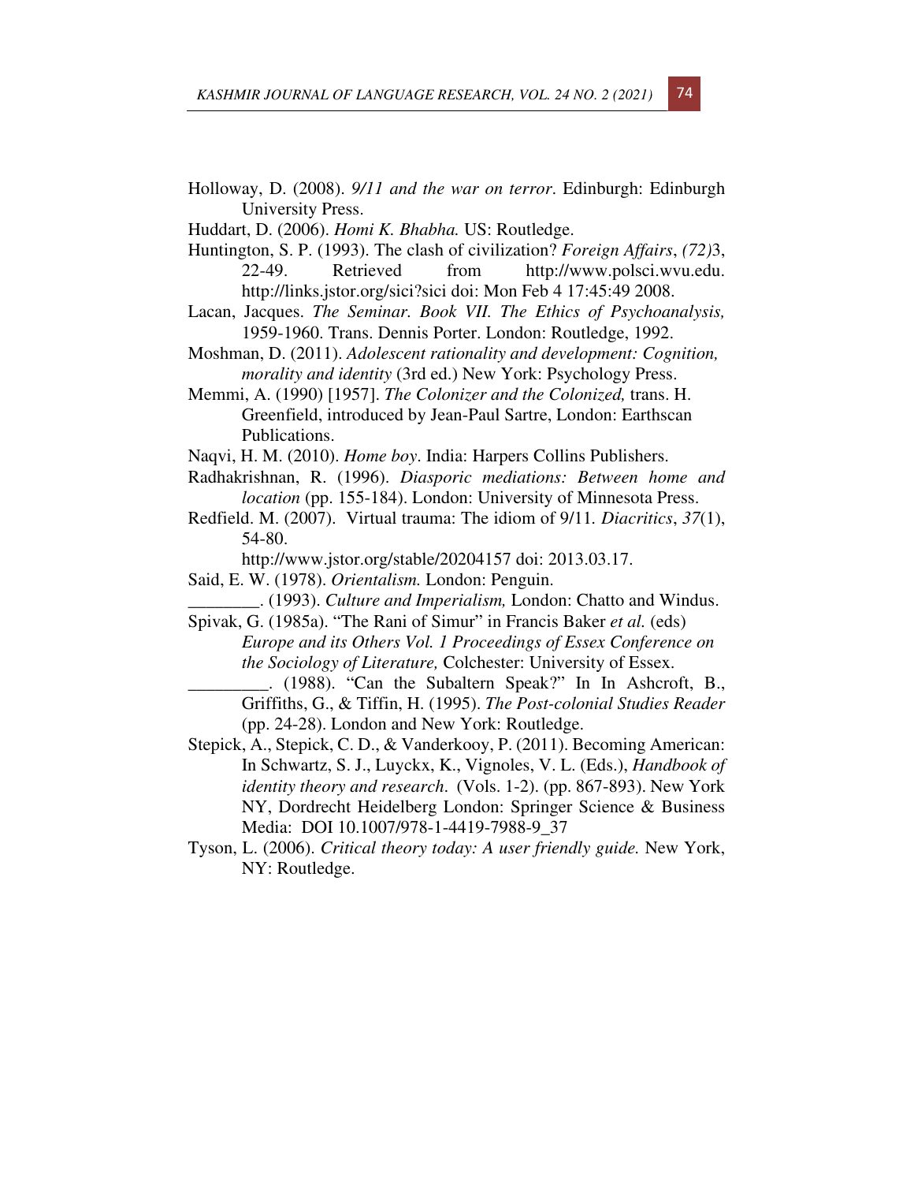Holloway, D. (2008). *9/11 and the war on terror*. Edinburgh: Edinburgh University Press.

Huddart, D. (2006). *Homi K. Bhabha.* US: Routledge.

Huntington, S. P. (1993). The clash of civilization? *Foreign Affairs*, *(72)*3, 22-49. Retrieved from http://www.polsci.wvu.edu. http://links.jstor.org/sici?sici doi: Mon Feb 4 17:45:49 2008.

Lacan, Jacques. *The Seminar. Book VII. The Ethics of Psychoanalysis,* 1959-1960. Trans. Dennis Porter. London: Routledge, 1992.

Moshman, D. (2011). *Adolescent rationality and development: Cognition, morality and identity* (3rd ed.) New York: Psychology Press.

Memmi, A. (1990) [1957]. *The Colonizer and the Colonized,* trans. H. Greenfield, introduced by Jean-Paul Sartre, London: Earthscan Publications.

Naqvi, H. M. (2010). *Home boy*. India: Harpers Collins Publishers.

Radhakrishnan, R. (1996). *Diasporic mediations: Between home and location* (pp. 155-184). London: University of Minnesota Press.

Redfield. M. (2007). Virtual trauma: The idiom of 9/11. *Diacritics*, *37*(1), 54-80. http://www.jstor.org/stable/20204157 doi: 2013.03.17.

Said, E. W. (1978). *Orientalism.* London: Penguin.

________. (1993). *Culture and Imperialism,* London: Chatto and Windus.

Spivak, G. (1985a). "The Rani of Simur" in Francis Baker *et al.* (eds) *Europe and its Others Vol. 1 Proceedings of Essex Conference on the Sociology of Literature,* Colchester: University of Essex.

_________. (1988). "Can the Subaltern Speak?" In In Ashcroft, B., Griffiths, G., & Tiffin, H. (1995). *The Post-colonial Studies Reader* (pp. 24-28). London and New York: Routledge.

Stepick, A., Stepick, C. D., & Vanderkooy, P. (2011). Becoming American: In Schwartz, S. J., Luyckx, K., Vignoles, V. L. (Eds.), *Handbook of identity theory and research*. (Vols. 1-2). (pp. 867-893). New York NY, Dordrecht Heidelberg London: Springer Science & Business Media: DOI 10.1007/978-1-4419-7988-9_37

Tyson, L. (2006). *Critical theory today: A user friendly guide.* New York, NY: Routledge.